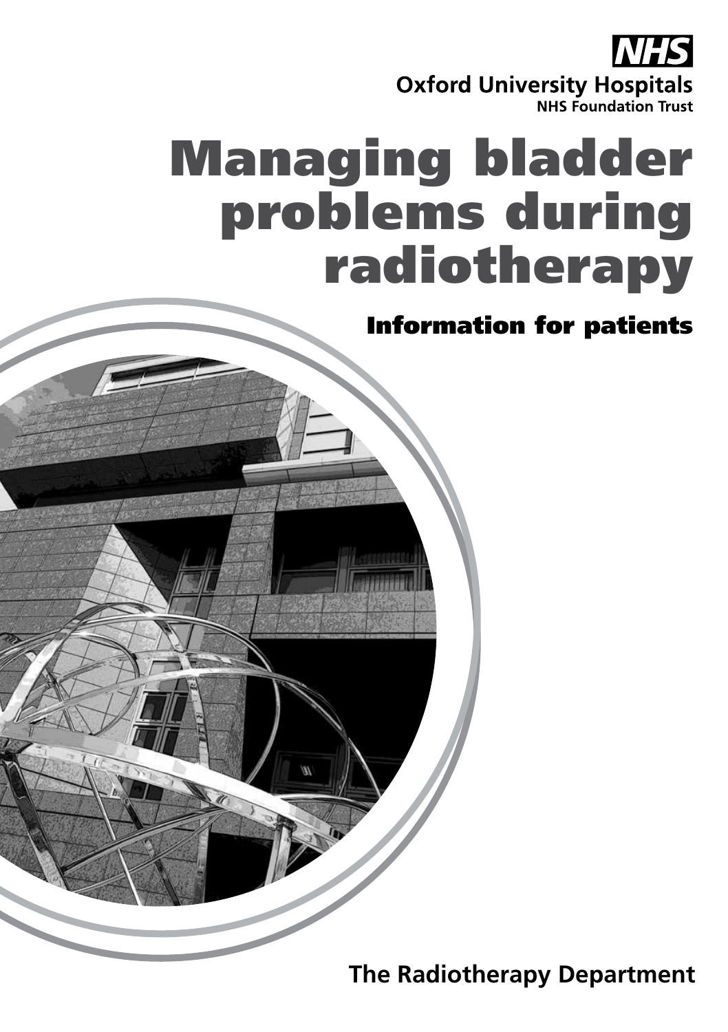NHS

**Oxford University Hospitals**
**NHS Foundation Trust**

# Managing bladder problems during radiotherapy

## Information for patients

**The Radiotherapy Department**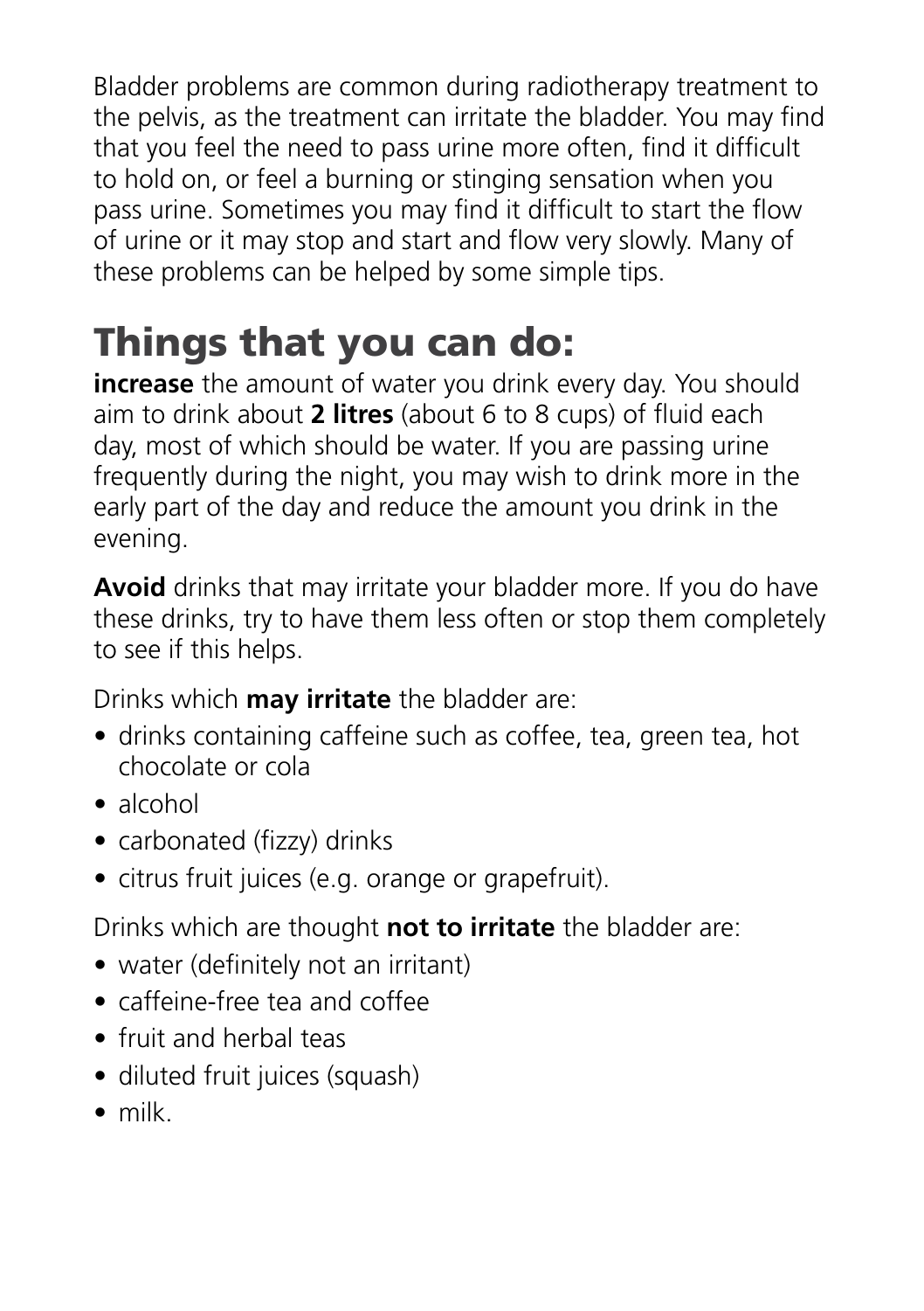Bladder problems are common during radiotherapy treatment to the pelvis, as the treatment can irritate the bladder. You may find that you feel the need to pass urine more often, find it difficult to hold on, or feel a burning or stinging sensation when you pass urine. Sometimes you may find it difficult to start the flow of urine or it may stop and start and flow very slowly. Many of these problems can be helped by some simple tips.

## Things that you can do:

**increase** the amount of water you drink every day. You should aim to drink about **2 litres** (about 6 to 8 cups) of fluid each day, most of which should be water. If you are passing urine frequently during the night, you may wish to drink more in the early part of the day and reduce the amount you drink in the evening.

**Avoid** drinks that may irritate your bladder more. If you do have these drinks, try to have them less often or stop them completely to see if this helps.

Drinks which **may irritate** the bladder are:

- drinks containing caffeine such as coffee, tea, green tea, hot chocolate or cola
- alcohol
- carbonated (fizzy) drinks
- citrus fruit juices (e.g. orange or grapefruit).

Drinks which are thought **not to irritate** the bladder are:

- water (definitely not an irritant)
- caffeine-free tea and coffee
- fruit and herbal teas
- diluted fruit juices (squash)
- milk.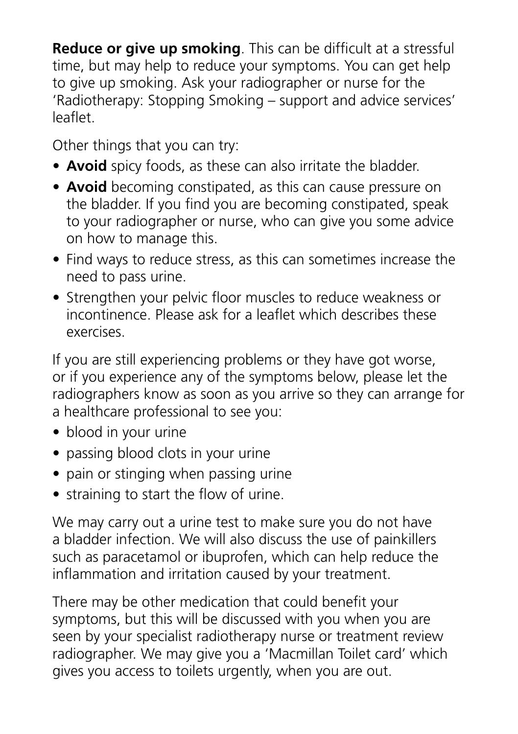**Reduce or give up smoking**. This can be difficult at a stressful time, but may help to reduce your symptoms. You can get help to give up smoking. Ask your radiographer or nurse for the 'Radiotherapy: Stopping Smoking – support and advice services' leaflet.

Other things that you can try:

- **Avoid** spicy foods, as these can also irritate the bladder.
- **Avoid** becoming constipated, as this can cause pressure on the bladder. If you find you are becoming constipated, speak to your radiographer or nurse, who can give you some advice on how to manage this.
- Find ways to reduce stress, as this can sometimes increase the need to pass urine.
- Strengthen your pelvic floor muscles to reduce weakness or incontinence. Please ask for a leaflet which describes these exercises.

If you are still experiencing problems or they have got worse, or if you experience any of the symptoms below, please let the radiographers know as soon as you arrive so they can arrange for a healthcare professional to see you:

- blood in your urine
- passing blood clots in your urine
- pain or stinging when passing urine
- straining to start the flow of urine.

We may carry out a urine test to make sure you do not have a bladder infection. We will also discuss the use of painkillers such as paracetamol or ibuprofen, which can help reduce the inflammation and irritation caused by your treatment.

There may be other medication that could benefit your symptoms, but this will be discussed with you when you are seen by your specialist radiotherapy nurse or treatment review radiographer. We may give you a 'Macmillan Toilet card' which gives you access to toilets urgently, when you are out.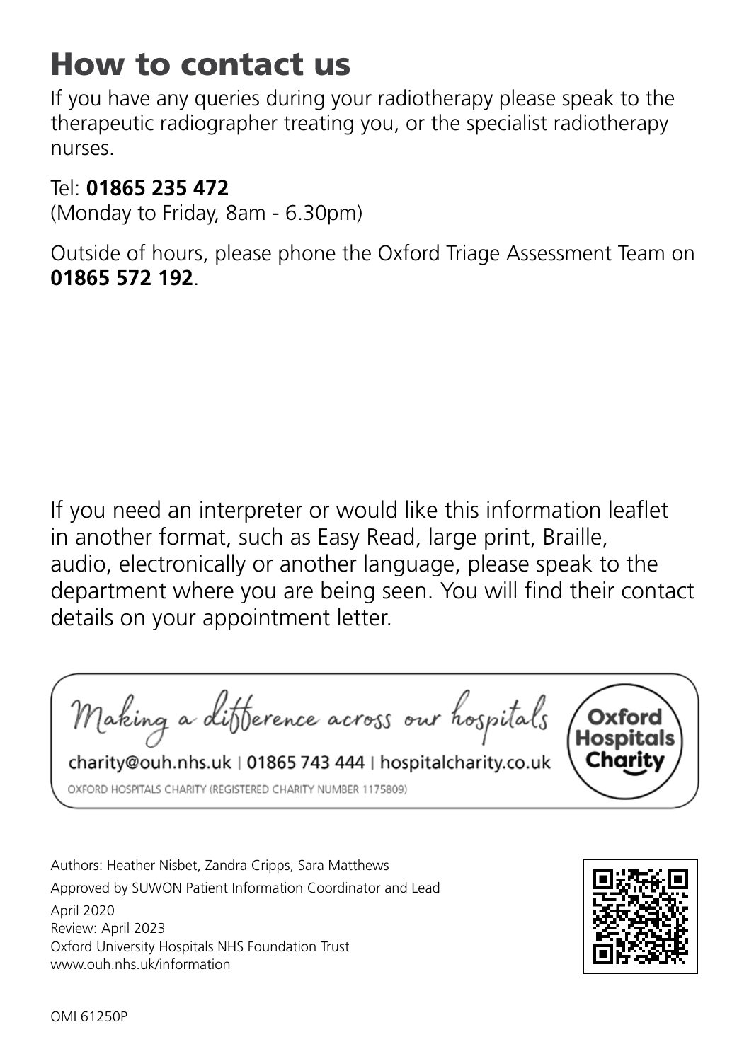# How to contact us

If you have any queries during your radiotherapy please speak to the therapeutic radiographer treating you, or the specialist radiotherapy nurses.

Tel: **01865 235 472**
(Monday to Friday, 8am - 6.30pm)

Outside of hours, please phone the Oxford Triage Assessment Team on **01865 572 192**.

If you need an interpreter or would like this information leaflet in another format, such as Easy Read, large print, Braille, audio, electronically or another language, please speak to the department where you are being seen. You will find their contact details on your appointment letter.

Making a difference across our hospitals

charity@ouh.nhs.uk | 01865 743 444 | hospitalcharity.co.uk

OXFORD HOSPITALS CHARITY (REGISTERED CHARITY NUMBER 1175809)

Oxford Hospitals Charity

Authors: Heather Nisbet, Zandra Cripps, Sara Matthews
Approved by SUWON Patient Information Coordinator and Lead
April 2020
Review: April 2023
Oxford University Hospitals NHS Foundation Trust
www.ouh.nhs.uk/information

OMI 61250P